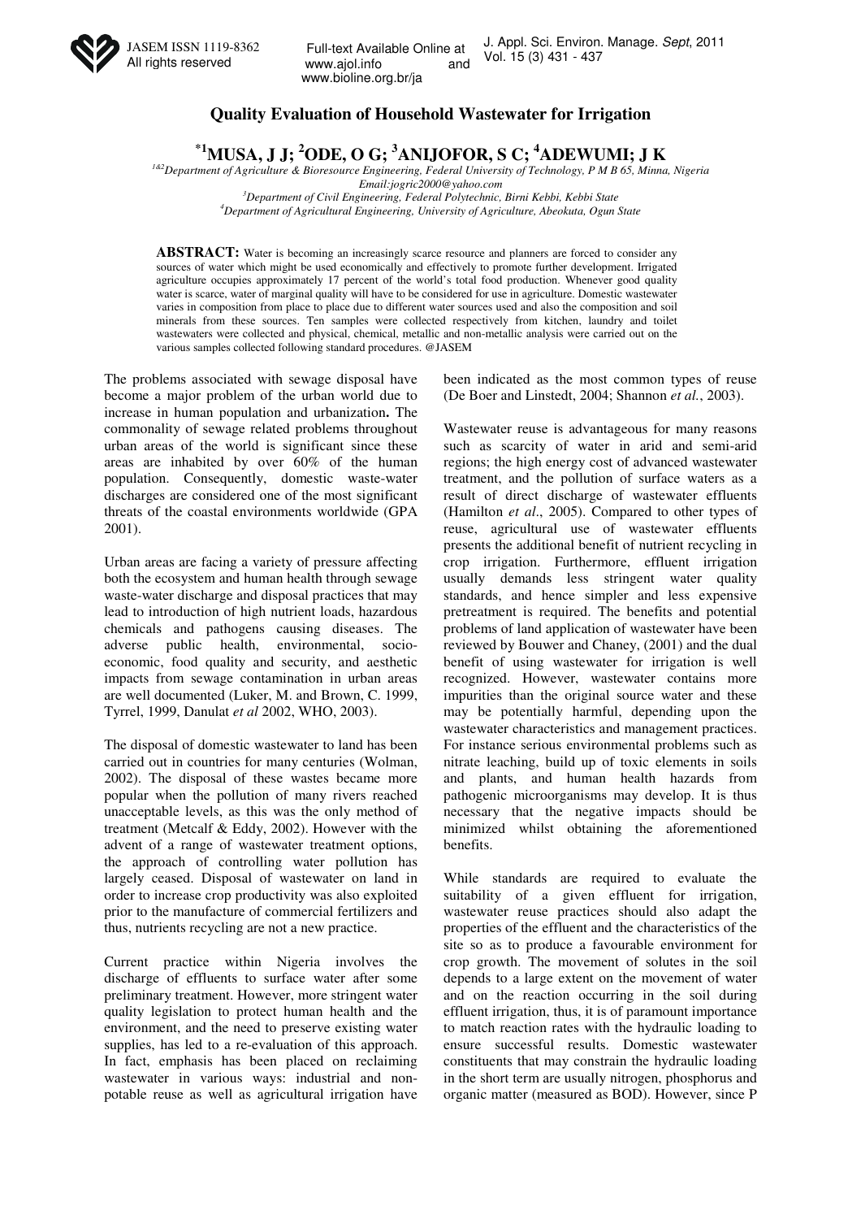# Quality Evaluation of Household Wastewater for Irrigation

**\*[1]MUSA, J J; [2]ODE, O G; [3]ANIJOFOR, S C; [4]ADEWUMI; J K**

*[1&2]Department of Agriculture & Bioresource Engineering, Federal University of Technology, P M B 65, Minna, Nigeria*
*Email:jogric2000@yahoo.com*
*[3]Department of Civil Engineering, Federal Polytechnic, Birni Kebbi, Kebbi State*
*[4]Department of Agricultural Engineering, University of Agriculture, Abeokuta, Ogun State*

**ABSTRACT:** Water is becoming an increasingly scarce resource and planners are forced to consider any sources of water which might be used economically and effectively to promote further development. Irrigated agriculture occupies approximately 17 percent of the world's total food production. Whenever good quality water is scarce, water of marginal quality will have to be considered for use in agriculture. Domestic wastewater varies in composition from place to place due to different water sources used and also the composition and soil minerals from these sources. Ten samples were collected respectively from kitchen, laundry and toilet wastewaters were collected and physical, chemical, metallic and non-metallic analysis were carried out on the various samples collected following standard procedures. @JASEM

The problems associated with sewage disposal have become a major problem of the urban world due to increase in human population and urbanization**.** The commonality of sewage related problems throughout urban areas of the world is significant since these areas are inhabited by over 60% of the human population. Consequently, domestic waste-water discharges are considered one of the most significant threats of the coastal environments worldwide (GPA 2001).

Urban areas are facing a variety of pressure affecting both the ecosystem and human health through sewage waste-water discharge and disposal practices that may lead to introduction of high nutrient loads, hazardous chemicals and pathogens causing diseases. The adverse public health, environmental, socio-economic, food quality and security, and aesthetic impacts from sewage contamination in urban areas are well documented (Luker, M. and Brown, C. 1999, Tyrrel, 1999, Danulat *et al* 2002, WHO, 2003).

The disposal of domestic wastewater to land has been carried out in countries for many centuries (Wolman, 2002). The disposal of these wastes became more popular when the pollution of many rivers reached unacceptable levels, as this was the only method of treatment (Metcalf & Eddy, 2002). However with the advent of a range of wastewater treatment options, the approach of controlling water pollution has largely ceased. Disposal of wastewater on land in order to increase crop productivity was also exploited prior to the manufacture of commercial fertilizers and thus, nutrients recycling are not a new practice.

Current practice within Nigeria involves the discharge of effluents to surface water after some preliminary treatment. However, more stringent water quality legislation to protect human health and the environment, and the need to preserve existing water supplies, has led to a re-evaluation of this approach. In fact, emphasis has been placed on reclaiming wastewater in various ways: industrial and non-potable reuse as well as agricultural irrigation have been indicated as the most common types of reuse (De Boer and Linstedt, 2004; Shannon *et al.*, 2003).

Wastewater reuse is advantageous for many reasons such as scarcity of water in arid and semi-arid regions; the high energy cost of advanced wastewater treatment, and the pollution of surface waters as a result of direct discharge of wastewater effluents (Hamilton *et al*., 2005). Compared to other types of reuse, agricultural use of wastewater effluents presents the additional benefit of nutrient recycling in crop irrigation. Furthermore, effluent irrigation usually demands less stringent water quality standards, and hence simpler and less expensive pretreatment is required. The benefits and potential problems of land application of wastewater have been reviewed by Bouwer and Chaney, (2001) and the dual benefit of using wastewater for irrigation is well recognized. However, wastewater contains more impurities than the original source water and these may be potentially harmful, depending upon the wastewater characteristics and management practices. For instance serious environmental problems such as nitrate leaching, build up of toxic elements in soils and plants, and human health hazards from pathogenic microorganisms may develop. It is thus necessary that the negative impacts should be minimized whilst obtaining the aforementioned benefits.

While standards are required to evaluate the suitability of a given effluent for irrigation, wastewater reuse practices should also adapt the properties of the effluent and the characteristics of the site so as to produce a favourable environment for crop growth. The movement of solutes in the soil depends to a large extent on the movement of water and on the reaction occurring in the soil during effluent irrigation, thus, it is of paramount importance to match reaction rates with the hydraulic loading to ensure successful results. Domestic wastewater constituents that may constrain the hydraulic loading in the short term are usually nitrogen, phosphorus and organic matter (measured as BOD). However, since P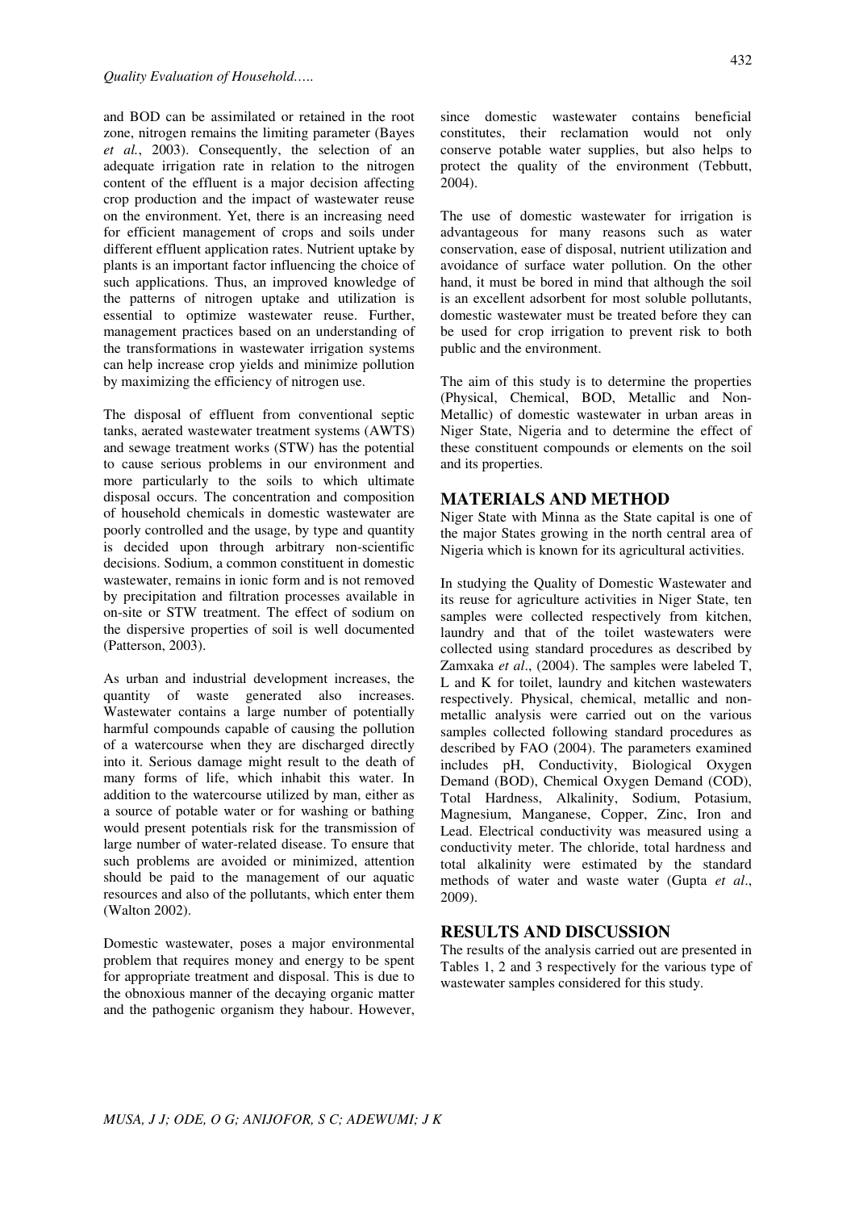and BOD can be assimilated or retained in the root zone, nitrogen remains the limiting parameter (Bayes *et al.*, 2003). Consequently, the selection of an adequate irrigation rate in relation to the nitrogen content of the effluent is a major decision affecting crop production and the impact of wastewater reuse on the environment. Yet, there is an increasing need for efficient management of crops and soils under different effluent application rates. Nutrient uptake by plants is an important factor influencing the choice of such applications. Thus, an improved knowledge of the patterns of nitrogen uptake and utilization is essential to optimize wastewater reuse. Further, management practices based on an understanding of the transformations in wastewater irrigation systems can help increase crop yields and minimize pollution by maximizing the efficiency of nitrogen use.

The disposal of effluent from conventional septic tanks, aerated wastewater treatment systems (AWTS) and sewage treatment works (STW) has the potential to cause serious problems in our environment and more particularly to the soils to which ultimate disposal occurs. The concentration and composition of household chemicals in domestic wastewater are poorly controlled and the usage, by type and quantity is decided upon through arbitrary non-scientific decisions. Sodium, a common constituent in domestic wastewater, remains in ionic form and is not removed by precipitation and filtration processes available in on-site or STW treatment. The effect of sodium on the dispersive properties of soil is well documented (Patterson, 2003).

As urban and industrial development increases, the quantity of waste generated also increases. Wastewater contains a large number of potentially harmful compounds capable of causing the pollution of a watercourse when they are discharged directly into it. Serious damage might result to the death of many forms of life, which inhabit this water. In addition to the watercourse utilized by man, either as a source of potable water or for washing or bathing would present potentials risk for the transmission of large number of water-related disease. To ensure that such problems are avoided or minimized, attention should be paid to the management of our aquatic resources and also of the pollutants, which enter them (Walton 2002).

Domestic wastewater, poses a major environmental problem that requires money and energy to be spent for appropriate treatment and disposal. This is due to the obnoxious manner of the decaying organic matter and the pathogenic organism they habour. However, since domestic wastewater contains beneficial constitutes, their reclamation would not only conserve potable water supplies, but also helps to protect the quality of the environment (Tebbutt, 2004).

The use of domestic wastewater for irrigation is advantageous for many reasons such as water conservation, ease of disposal, nutrient utilization and avoidance of surface water pollution. On the other hand, it must be bored in mind that although the soil is an excellent adsorbent for most soluble pollutants, domestic wastewater must be treated before they can be used for crop irrigation to prevent risk to both public and the environment.

The aim of this study is to determine the properties (Physical, Chemical, BOD, Metallic and Non-Metallic) of domestic wastewater in urban areas in Niger State, Nigeria and to determine the effect of these constituent compounds or elements on the soil and its properties.

## MATERIALS AND METHOD

Niger State with Minna as the State capital is one of the major States growing in the north central area of Nigeria which is known for its agricultural activities.

In studying the Quality of Domestic Wastewater and its reuse for agriculture activities in Niger State, ten samples were collected respectively from kitchen, laundry and that of the toilet wastewaters were collected using standard procedures as described by Zamxaka *et al*., (2004). The samples were labeled T, L and K for toilet, laundry and kitchen wastewaters respectively. Physical, chemical, metallic and non-metallic analysis were carried out on the various samples collected following standard procedures as described by FAO (2004). The parameters examined includes pH, Conductivity, Biological Oxygen Demand (BOD), Chemical Oxygen Demand (COD), Total Hardness, Alkalinity, Sodium, Potasium, Magnesium, Manganese, Copper, Zinc, Iron and Lead. Electrical conductivity was measured using a conductivity meter. The chloride, total hardness and total alkalinity were estimated by the standard methods of water and waste water (Gupta *et al*., 2009).

## RESULTS AND DISCUSSION

The results of the analysis carried out are presented in Tables 1, 2 and 3 respectively for the various type of wastewater samples considered for this study.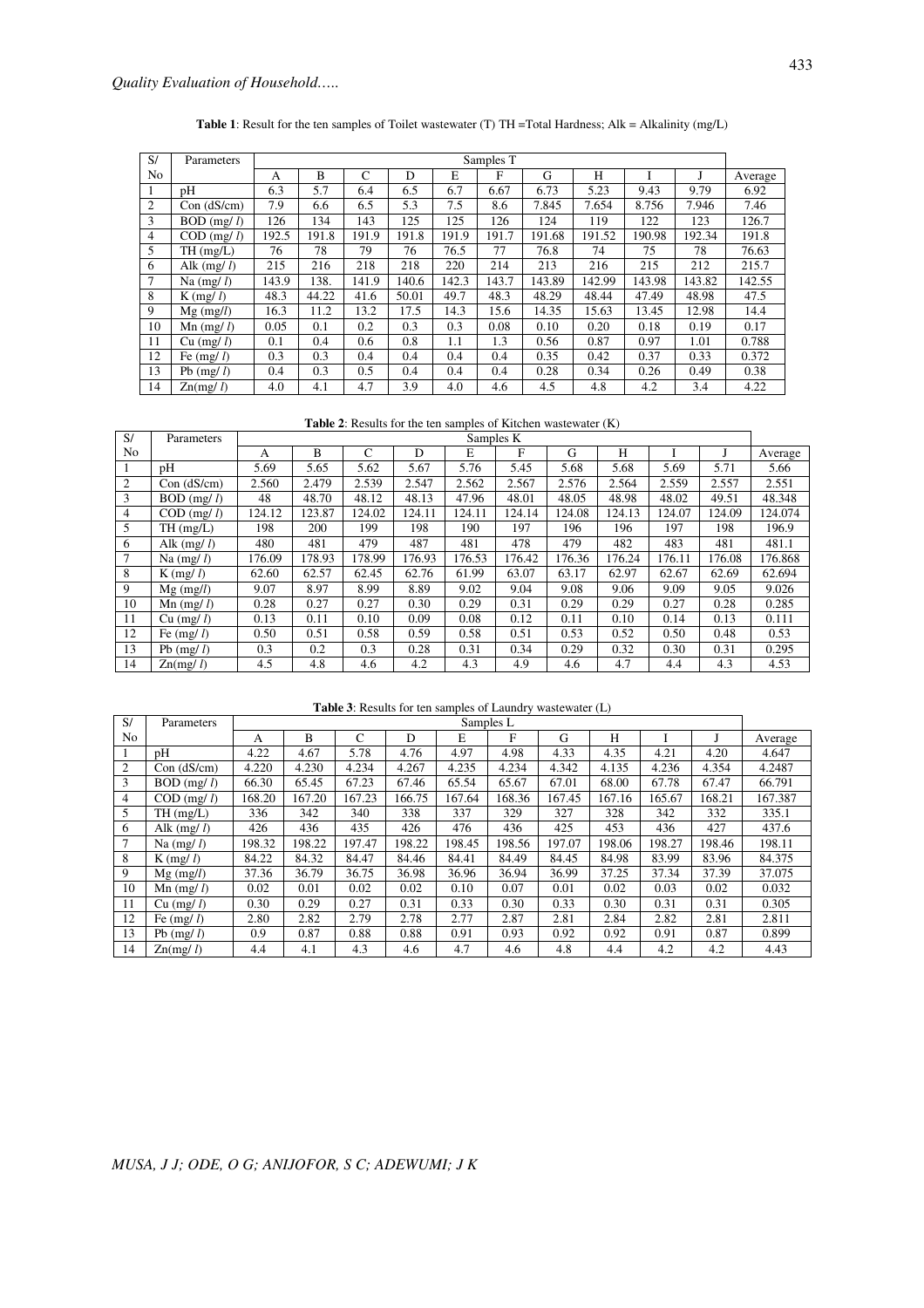**Table 1**: Result for the ten samples of Toilet wastewater (T) TH =Total Hardness; Alk = Alkalinity (mg/L)

| S/ No | Parameters | Samples T | | | | | | | | | | |
|---|---|---|---|---|---|---|---|---|---|---|---|---|
| | | A | B | C | D | E | F | G | H | I | J | Average |
| 1 | pH | 6.3 | 5.7 | 6.4 | 6.5 | 6.7 | 6.67 | 6.73 | 5.23 | 9.43 | 9.79 | 6.92 |
| 2 | Con (dS/cm) | 7.9 | 6.6 | 6.5 | 5.3 | 7.5 | 8.6 | 7.845 | 7.654 | 8.756 | 7.946 | 7.46 |
| 3 | BOD (mg/ *l*) | 126 | 134 | 143 | 125 | 125 | 126 | 124 | 119 | 122 | 123 | 126.7 |
| 4 | COD (mg/ *l*) | 192.5 | 191.8 | 191.9 | 191.8 | 191.9 | 191.7 | 191.68 | 191.52 | 190.98 | 192.34 | 191.8 |
| 5 | TH (mg/L) | 76 | 78 | 79 | 76 | 76.5 | 77 | 76.8 | 74 | 75 | 78 | 76.63 |
| 6 | Alk (mg/ *l*) | 215 | 216 | 218 | 218 | 220 | 214 | 213 | 216 | 215 | 212 | 215.7 |
| 7 | Na (mg/ *l*) | 143.9 | 138. | 141.9 | 140.6 | 142.3 | 143.7 | 143.89 | 142.99 | 143.98 | 143.82 | 142.55 |
| 8 | K (mg/ *l*) | 48.3 | 44.22 | 41.6 | 50.01 | 49.7 | 48.3 | 48.29 | 48.44 | 47.49 | 48.98 | 47.5 |
| 9 | Mg (mg/*l*) | 16.3 | 11.2 | 13.2 | 17.5 | 14.3 | 15.6 | 14.35 | 15.63 | 13.45 | 12.98 | 14.4 |
| 10 | Mn (mg/ *l*) | 0.05 | 0.1 | 0.2 | 0.3 | 0.3 | 0.08 | 0.10 | 0.20 | 0.18 | 0.19 | 0.17 |
| 11 | Cu (mg/ *l*) | 0.1 | 0.4 | 0.6 | 0.8 | 1.1 | 1.3 | 0.56 | 0.87 | 0.97 | 1.01 | 0.788 |
| 12 | Fe (mg/ *l*) | 0.3 | 0.3 | 0.4 | 0.4 | 0.4 | 0.4 | 0.35 | 0.42 | 0.37 | 0.33 | 0.372 |
| 13 | Pb (mg/ *l*) | 0.4 | 0.3 | 0.5 | 0.4 | 0.4 | 0.4 | 0.28 | 0.34 | 0.26 | 0.49 | 0.38 |
| 14 | Zn(mg/ *l*) | 4.0 | 4.1 | 4.7 | 3.9 | 4.0 | 4.6 | 4.5 | 4.8 | 4.2 | 3.4 | 4.22 |

**Table 2**: Results for the ten samples of Kitchen wastewater (K)

| S/ No | Parameters | Samples K | | | | | | | | | | |
|---|---|---|---|---|---|---|---|---|---|---|---|---|
| | | A | B | C | D | E | F | G | H | I | J | Average |
| 1 | pH | 5.69 | 5.65 | 5.62 | 5.67 | 5.76 | 5.45 | 5.68 | 5.68 | 5.69 | 5.71 | 5.66 |
| 2 | Con (dS/cm) | 2.560 | 2.479 | 2.539 | 2.547 | 2.562 | 2.567 | 2.576 | 2.564 | 2.559 | 2.557 | 2.551 |
| 3 | BOD (mg/ *l*) | 48 | 48.70 | 48.12 | 48.13 | 47.96 | 48.01 | 48.05 | 48.98 | 48.02 | 49.51 | 48.348 |
| 4 | COD (mg/ *l*) | 124.12 | 123.87 | 124.02 | 124.11 | 124.11 | 124.14 | 124.08 | 124.13 | 124.07 | 124.09 | 124.074 |
| 5 | TH (mg/L) | 198 | 200 | 199 | 198 | 190 | 197 | 196 | 196 | 197 | 198 | 196.9 |
| 6 | Alk (mg/ *l*) | 480 | 481 | 479 | 487 | 481 | 478 | 479 | 482 | 483 | 481 | 481.1 |
| 7 | Na (mg/ *l*) | 176.09 | 178.93 | 178.99 | 176.93 | 176.53 | 176.42 | 176.36 | 176.24 | 176.11 | 176.08 | 176.868 |
| 8 | K (mg/ *l*) | 62.60 | 62.57 | 62.45 | 62.76 | 61.99 | 63.07 | 63.17 | 62.97 | 62.67 | 62.69 | 62.694 |
| 9 | Mg (mg/*l*) | 9.07 | 8.97 | 8.99 | 8.89 | 9.02 | 9.04 | 9.08 | 9.06 | 9.09 | 9.05 | 9.026 |
| 10 | Mn (mg/ *l*) | 0.28 | 0.27 | 0.27 | 0.30 | 0.29 | 0.31 | 0.29 | 0.29 | 0.27 | 0.28 | 0.285 |
| 11 | Cu (mg/ *l*) | 0.13 | 0.11 | 0.10 | 0.09 | 0.08 | 0.12 | 0.11 | 0.10 | 0.14 | 0.13 | 0.111 |
| 12 | Fe (mg/ *l*) | 0.50 | 0.51 | 0.58 | 0.59 | 0.58 | 0.51 | 0.53 | 0.52 | 0.50 | 0.48 | 0.53 |
| 13 | Pb (mg/ *l*) | 0.3 | 0.2 | 0.3 | 0.28 | 0.31 | 0.34 | 0.29 | 0.32 | 0.30 | 0.31 | 0.295 |
| 14 | Zn(mg/ *l*) | 4.5 | 4.8 | 4.6 | 4.2 | 4.3 | 4.9 | 4.6 | 4.7 | 4.4 | 4.3 | 4.53 |

**Table 3**: Results for ten samples of Laundry wastewater (L)

| S/ No | Parameters | Samples L | | | | | | | | | | |
|---|---|---|---|---|---|---|---|---|---|---|---|---|
| | | A | B | C | D | E | F | G | H | I | J | Average |
| 1 | pH | 4.22 | 4.67 | 5.78 | 4.76 | 4.97 | 4.98 | 4.33 | 4.35 | 4.21 | 4.20 | 4.647 |
| 2 | Con (dS/cm) | 4.220 | 4.230 | 4.234 | 4.267 | 4.235 | 4.234 | 4.342 | 4.135 | 4.236 | 4.354 | 4.2487 |
| 3 | BOD (mg/ *l*) | 66.30 | 65.45 | 67.23 | 67.46 | 65.54 | 65.67 | 67.01 | 68.00 | 67.78 | 67.47 | 66.791 |
| 4 | COD (mg/ *l*) | 168.20 | 167.20 | 167.23 | 166.75 | 167.64 | 168.36 | 167.45 | 167.16 | 165.67 | 168.21 | 167.387 |
| 5 | TH (mg/L) | 336 | 342 | 340 | 338 | 337 | 329 | 327 | 328 | 342 | 332 | 335.1 |
| 6 | Alk (mg/ *l*) | 426 | 436 | 435 | 426 | 476 | 436 | 425 | 453 | 436 | 427 | 437.6 |
| 7 | Na (mg/ *l*) | 198.32 | 198.22 | 197.47 | 198.22 | 198.45 | 198.56 | 197.07 | 198.06 | 198.27 | 198.46 | 198.11 |
| 8 | K (mg/ *l*) | 84.22 | 84.32 | 84.47 | 84.46 | 84.41 | 84.49 | 84.45 | 84.98 | 83.99 | 83.96 | 84.375 |
| 9 | Mg (mg/*l*) | 37.36 | 36.79 | 36.75 | 36.98 | 36.96 | 36.94 | 36.99 | 37.25 | 37.34 | 37.39 | 37.075 |
| 10 | Mn (mg/ *l*) | 0.02 | 0.01 | 0.02 | 0.02 | 0.10 | 0.07 | 0.01 | 0.02 | 0.03 | 0.02 | 0.032 |
| 11 | Cu (mg/ *l*) | 0.30 | 0.29 | 0.27 | 0.31 | 0.33 | 0.30 | 0.33 | 0.30 | 0.31 | 0.31 | 0.305 |
| 12 | Fe (mg/ *l*) | 2.80 | 2.82 | 2.79 | 2.78 | 2.77 | 2.87 | 2.81 | 2.84 | 2.82 | 2.81 | 2.811 |
| 13 | Pb (mg/ *l*) | 0.9 | 0.87 | 0.88 | 0.88 | 0.91 | 0.93 | 0.92 | 0.92 | 0.91 | 0.87 | 0.899 |
| 14 | Zn(mg/ *l*) | 4.4 | 4.1 | 4.3 | 4.6 | 4.7 | 4.6 | 4.8 | 4.4 | 4.2 | 4.2 | 4.43 |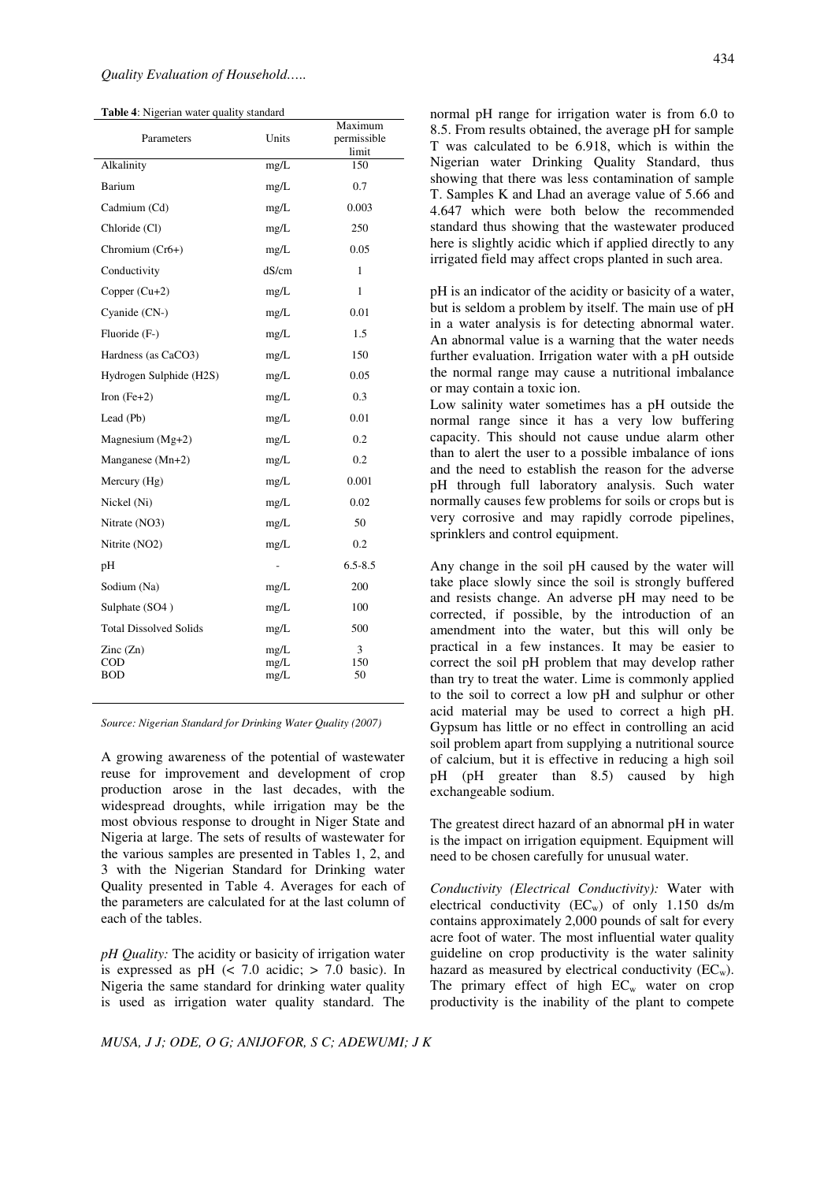**Table 4**: Nigerian water quality standard

| Parameters | Units | Maximum permissible limit |
|---|---|---|
| Alkalinity | mg/L | 150 |
| Barium | mg/L | 0.7 |
| Cadmium (Cd) | mg/L | 0.003 |
| Chloride (Cl) | mg/L | 250 |
| Chromium (Cr6+) | mg/L | 0.05 |
| Conductivity | dS/cm | 1 |
| Copper (Cu+2) | mg/L | 1 |
| Cyanide (CN-) | mg/L | 0.01 |
| Fluoride (F-) | mg/L | 1.5 |
| Hardness (as CaCO3) | mg/L | 150 |
| Hydrogen Sulphide (H2S) | mg/L | 0.05 |
| Iron (Fe+2) | mg/L | 0.3 |
| Lead (Pb) | mg/L | 0.01 |
| Magnesium (Mg+2) | mg/L | 0.2 |
| Manganese (Mn+2) | mg/L | 0.2 |
| Mercury (Hg) | mg/L | 0.001 |
| Nickel (Ni) | mg/L | 0.02 |
| Nitrate (NO3) | mg/L | 50 |
| Nitrite (NO2) | mg/L | 0.2 |
| pH | - | 6.5-8.5 |
| Sodium (Na) | mg/L | 200 |
| Sulphate (SO4 ) | mg/L | 100 |
| Total Dissolved Solids | mg/L | 500 |
| Zinc (Zn) | mg/L | 3 |
| COD | mg/L | 150 |
| BOD | mg/L | 50 |

*Source: Nigerian Standard for Drinking Water Quality (2007)*

A growing awareness of the potential of wastewater reuse for improvement and development of crop production arose in the last decades, with the widespread droughts, while irrigation may be the most obvious response to drought in Niger State and Nigeria at large. The sets of results of wastewater for the various samples are presented in Tables 1, 2, and 3 with the Nigerian Standard for Drinking water Quality presented in Table 4. Averages for each of the parameters are calculated for at the last column of each of the tables.

*pH Quality:* The acidity or basicity of irrigation water is expressed as pH (< 7.0 acidic; > 7.0 basic). In Nigeria the same standard for drinking water quality is used as irrigation water quality standard. The normal pH range for irrigation water is from 6.0 to 8.5. From results obtained, the average pH for sample T was calculated to be 6.918, which is within the Nigerian water Drinking Quality Standard, thus showing that there was less contamination of sample T. Samples K and Lhad an average value of 5.66 and 4.647 which were both below the recommended standard thus showing that the wastewater produced here is slightly acidic which if applied directly to any irrigated field may affect crops planted in such area.

pH is an indicator of the acidity or basicity of a water, but is seldom a problem by itself. The main use of pH in a water analysis is for detecting abnormal water. An abnormal value is a warning that the water needs further evaluation. Irrigation water with a pH outside the normal range may cause a nutritional imbalance or may contain a toxic ion.

Low salinity water sometimes has a pH outside the normal range since it has a very low buffering capacity. This should not cause undue alarm other than to alert the user to a possible imbalance of ions and the need to establish the reason for the adverse pH through full laboratory analysis. Such water normally causes few problems for soils or crops but is very corrosive and may rapidly corrode pipelines, sprinklers and control equipment.

Any change in the soil pH caused by the water will take place slowly since the soil is strongly buffered and resists change. An adverse pH may need to be corrected, if possible, by the introduction of an amendment into the water, but this will only be practical in a few instances. It may be easier to correct the soil pH problem that may develop rather than try to treat the water. Lime is commonly applied to the soil to correct a low pH and sulphur or other acid material may be used to correct a high pH. Gypsum has little or no effect in controlling an acid soil problem apart from supplying a nutritional source of calcium, but it is effective in reducing a high soil pH (pH greater than 8.5) caused by high exchangeable sodium.

The greatest direct hazard of an abnormal pH in water is the impact on irrigation equipment. Equipment will need to be chosen carefully for unusual water.

*Conductivity (Electrical Conductivity):* Water with electrical conductivity ($EC_w$) of only 1.150 ds/m contains approximately 2,000 pounds of salt for every acre foot of water. The most influential water quality guideline on crop productivity is the water salinity hazard as measured by electrical conductivity ($EC_w$). The primary effect of high $EC_w$ water on crop productivity is the inability of the plant to compete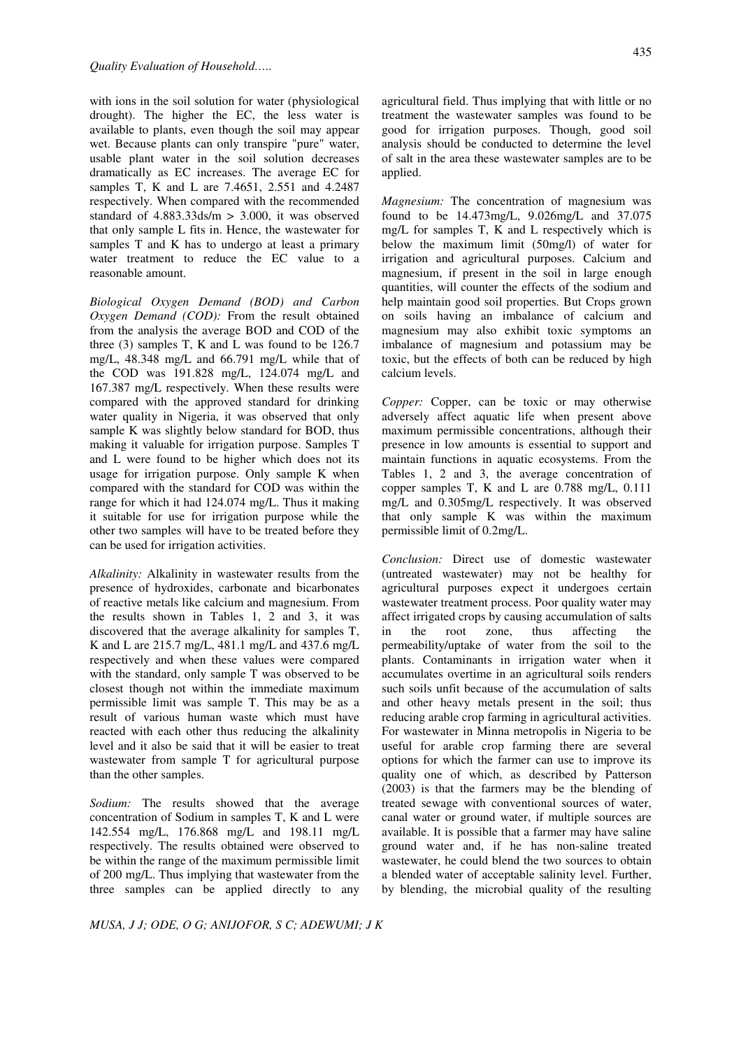with ions in the soil solution for water (physiological drought). The higher the EC, the less water is available to plants, even though the soil may appear wet. Because plants can only transpire "pure" water, usable plant water in the soil solution decreases dramatically as EC increases. The average EC for samples T, K and L are 7.4651, 2.551 and 4.2487 respectively. When compared with the recommended standard of 4.883.33ds/m > 3.000, it was observed that only sample L fits in. Hence, the wastewater for samples T and K has to undergo at least a primary water treatment to reduce the EC value to a reasonable amount.

*Biological Oxygen Demand (BOD) and Carbon Oxygen Demand (COD):* From the result obtained from the analysis the average BOD and COD of the three (3) samples T, K and L was found to be 126.7 mg/L, 48.348 mg/L and 66.791 mg/L while that of the COD was 191.828 mg/L, 124.074 mg/L and 167.387 mg/L respectively. When these results were compared with the approved standard for drinking water quality in Nigeria, it was observed that only sample K was slightly below standard for BOD, thus making it valuable for irrigation purpose. Samples T and L were found to be higher which does not its usage for irrigation purpose. Only sample K when compared with the standard for COD was within the range for which it had 124.074 mg/L. Thus it making it suitable for use for irrigation purpose while the other two samples will have to be treated before they can be used for irrigation activities.

*Alkalinity:* Alkalinity in wastewater results from the presence of hydroxides, carbonate and bicarbonates of reactive metals like calcium and magnesium. From the results shown in Tables 1, 2 and 3, it was discovered that the average alkalinity for samples T, K and L are 215.7 mg/L, 481.1 mg/L and 437.6 mg/L respectively and when these values were compared with the standard, only sample T was observed to be closest though not within the immediate maximum permissible limit was sample T. This may be as a result of various human waste which must have reacted with each other thus reducing the alkalinity level and it also be said that it will be easier to treat wastewater from sample T for agricultural purpose than the other samples.

*Sodium:* The results showed that the average concentration of Sodium in samples T, K and L were 142.554 mg/L, 176.868 mg/L and 198.11 mg/L respectively. The results obtained were observed to be within the range of the maximum permissible limit of 200 mg/L. Thus implying that wastewater from the three samples can be applied directly to any agricultural field. Thus implying that with little or no treatment the wastewater samples was found to be good for irrigation purposes. Though, good soil analysis should be conducted to determine the level of salt in the area these wastewater samples are to be applied.

*Magnesium:* The concentration of magnesium was found to be 14.473mg/L, 9.026mg/L and 37.075 mg/L for samples T, K and L respectively which is below the maximum limit (50mg/l) of water for irrigation and agricultural purposes. Calcium and magnesium, if present in the soil in large enough quantities, will counter the effects of the sodium and help maintain good soil properties. But Crops grown on soils having an imbalance of calcium and magnesium may also exhibit toxic symptoms an imbalance of magnesium and potassium may be toxic, but the effects of both can be reduced by high calcium levels.

*Copper:* Copper, can be toxic or may otherwise adversely affect aquatic life when present above maximum permissible concentrations, although their presence in low amounts is essential to support and maintain functions in aquatic ecosystems. From the Tables 1, 2 and 3, the average concentration of copper samples T, K and L are 0.788 mg/L, 0.111 mg/L and 0.305mg/L respectively. It was observed that only sample K was within the maximum permissible limit of 0.2mg/L.

*Conclusion:* Direct use of domestic wastewater (untreated wastewater) may not be healthy for agricultural purposes expect it undergoes certain wastewater treatment process. Poor quality water may affect irrigated crops by causing accumulation of salts in the root zone, thus affecting the permeability/uptake of water from the soil to the plants. Contaminants in irrigation water when it accumulates overtime in an agricultural soils renders such soils unfit because of the accumulation of salts and other heavy metals present in the soil; thus reducing arable crop farming in agricultural activities. For wastewater in Minna metropolis in Nigeria to be useful for arable crop farming there are several options for which the farmer can use to improve its quality one of which, as described by Patterson (2003) is that the farmers may be the blending of treated sewage with conventional sources of water, canal water or ground water, if multiple sources are available. It is possible that a farmer may have saline ground water and, if he has non-saline treated wastewater, he could blend the two sources to obtain a blended water of acceptable salinity level. Further, by blending, the microbial quality of the resulting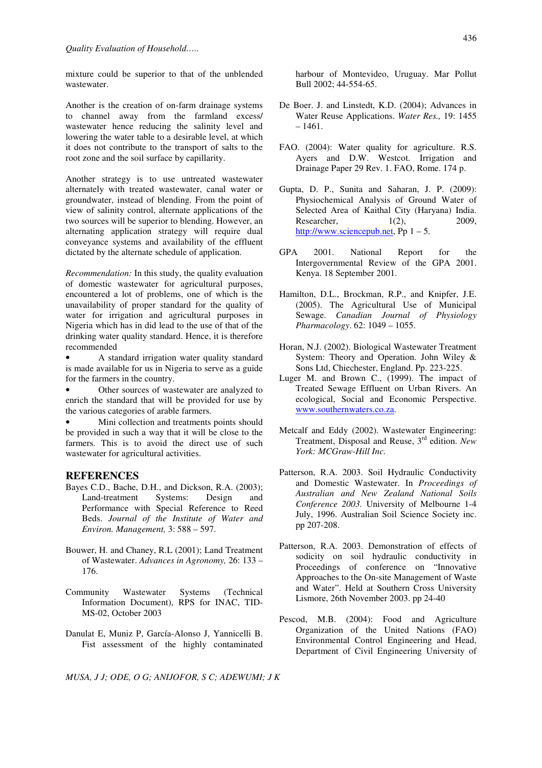mixture could be superior to that of the unblended wastewater.

Another is the creation of on-farm drainage systems to channel away from the farmland excess/ wastewater hence reducing the salinity level and lowering the water table to a desirable level, at which it does not contribute to the transport of salts to the root zone and the soil surface by capillarity.

Another strategy is to use untreated wastewater alternately with treated wastewater, canal water or groundwater, instead of blending. From the point of view of salinity control, alternate applications of the two sources will be superior to blending. However, an alternating application strategy will require dual conveyance systems and availability of the effluent dictated by the alternate schedule of application.

*Recommendation:* In this study, the quality evaluation of domestic wastewater for agricultural purposes, encountered a lot of problems, one of which is the unavailability of proper standard for the quality of water for irrigation and agricultural purposes in Nigeria which has in did lead to the use of that of the drinking water quality standard. Hence, it is therefore recommended

- A standard irrigation water quality standard is made available for us in Nigeria to serve as a guide for the farmers in the country.
- Other sources of wastewater are analyzed to enrich the standard that will be provided for use by the various categories of arable farmers.
- Mini collection and treatments points should be provided in such a way that it will be close to the farmers. This is to avoid the direct use of such wastewater for agricultural activities.

## REFERENCES

Bayes C.D., Bache, D.H., and Dickson, R.A. (2003); Land-treatment Systems: Design and Performance with Special Reference to Reed Beds. *Journal of the Institute of Water and Environ. Management,* 3: 588 – 597.

Bouwer, H. and Chaney, R.L (2001); Land Treatment of Wastewater. *Advances in Agronomy,* 26: 133 – 176.

Community Wastewater Systems (Technical Information Document), RPS for INAC, TID-MS-02, October 2003

Danulat E, Muniz P, García-Alonso J, Yannicelli B. Fist assessment of the highly contaminated harbour of Montevideo, Uruguay. Mar Pollut Bull 2002; 44-554-65.

De Boer. J. and Linstedt, K.D. (2004); Advances in Water Reuse Applications. *Water Res.,* 19: 1455 – 1461.

FAO. (2004): Water quality for agriculture. R.S. Ayers and D.W. Westcot. Irrigation and Drainage Paper 29 Rev. 1. FAO, Rome. 174 p.

Gupta, D. P., Sunita and Saharan, J. P. (2009): Physiochemical Analysis of Ground Water of Selected Area of Kaithal City (Haryana) India. Researcher, 1(2), 2009, http://www.sciencepub.net, Pp 1 – 5.

GPA 2001. National Report for the Intergovernmental Review of the GPA 2001. Kenya. 18 September 2001.

Hamilton, D.L., Brockman, R.P., and Knipfer, J.E. (2005). The Agricultural Use of Municipal Sewage. *Canadian Journal of Physiology Pharmacology*. 62: 1049 – 1055.

Horan, N.J. (2002). Biological Wastewater Treatment System: Theory and Operation. John Wiley & Sons Ltd, Chiechester, England. Pp. 223-225.

Luger M. and Brown C., (1999). The impact of Treated Sewage Effluent on Urban Rivers. An ecological, Social and Economic Perspective. www.southernwaters.co.za.

Metcalf and Eddy (2002). Wastewater Engineering: Treatment, Disposal and Reuse, 3rd edition. *New York: MCGraw-Hill Inc.*

Patterson, R.A. 2003. Soil Hydraulic Conductivity and Domestic Wastewater. In *Proceedings of Australian and New Zealand National Soils Conference 2003.* University of Melbourne 1-4 July, 1996. Australian Soil Science Society inc. pp 207-208.

Patterson, R.A. 2003. Demonstration of effects of sodicity on soil hydraulic conductivity in Proceedings of conference on "Innovative Approaches to the On-site Management of Waste and Water". Held at Southern Cross University Lismore, 26th November 2003. pp 24-40

Pescod, M.B. (2004): Food and Agriculture Organization of the United Nations (FAO) Environmental Control Engineering and Head, Department of Civil Engineering University of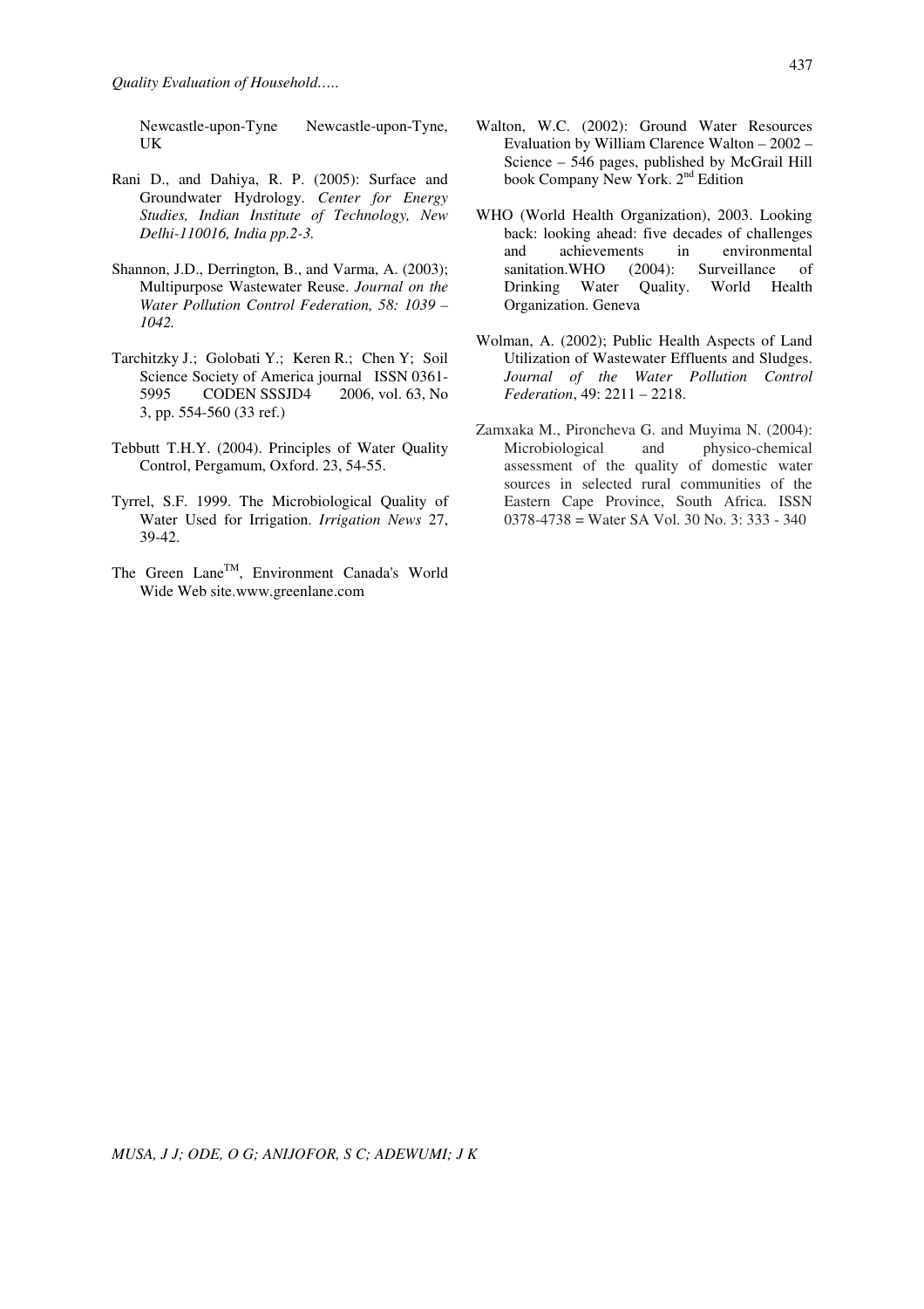Newcastle-upon-Tyne Newcastle-upon-Tyne, UK

Rani D., and Dahiya, R. P. (2005): Surface and Groundwater Hydrology. *Center for Energy Studies, Indian Institute of Technology, New Delhi-110016, India pp.2-3.*

Shannon, J.D., Derrington, B., and Varma, A. (2003); Multipurpose Wastewater Reuse. *Journal on the Water Pollution Control Federation, 58: 1039 – 1042.*

Tarchitzky J.; Golobati Y.; Keren R.; Chen Y; Soil Science Society of America journal ISSN 0361-5995 CODEN SSSJD4 2006, vol. 63, No 3, pp. 554-560 (33 ref.)

Tebbutt T.H.Y. (2004). Principles of Water Quality Control, Pergamum, Oxford. 23, 54-55.

Tyrrel, S.F. 1999. The Microbiological Quality of Water Used for Irrigation. *Irrigation News* 27, 39-42.

The Green Lane[TM], Environment Canada's World Wide Web site.www.greenlane.com

Walton, W.C. (2002): Ground Water Resources Evaluation by William Clarence Walton – 2002 – Science – 546 pages, published by McGrail Hill book Company New York. 2[nd] Edition

WHO (World Health Organization), 2003. Looking back: looking ahead: five decades of challenges and achievements in environmental sanitation.WHO (2004): Surveillance of Drinking Water Quality. World Health Organization. Geneva

Wolman, A. (2002); Public Health Aspects of Land Utilization of Wastewater Effluents and Sludges. *Journal of the Water Pollution Control Federation*, 49: 2211 – 2218.

Zamxaka M., Pironcheva G. and Muyima N. (2004): Microbiological and physico-chemical assessment of the quality of domestic water sources in selected rural communities of the Eastern Cape Province, South Africa. ISSN 0378-4738 = Water SA Vol. 30 No. 3: 333 - 340